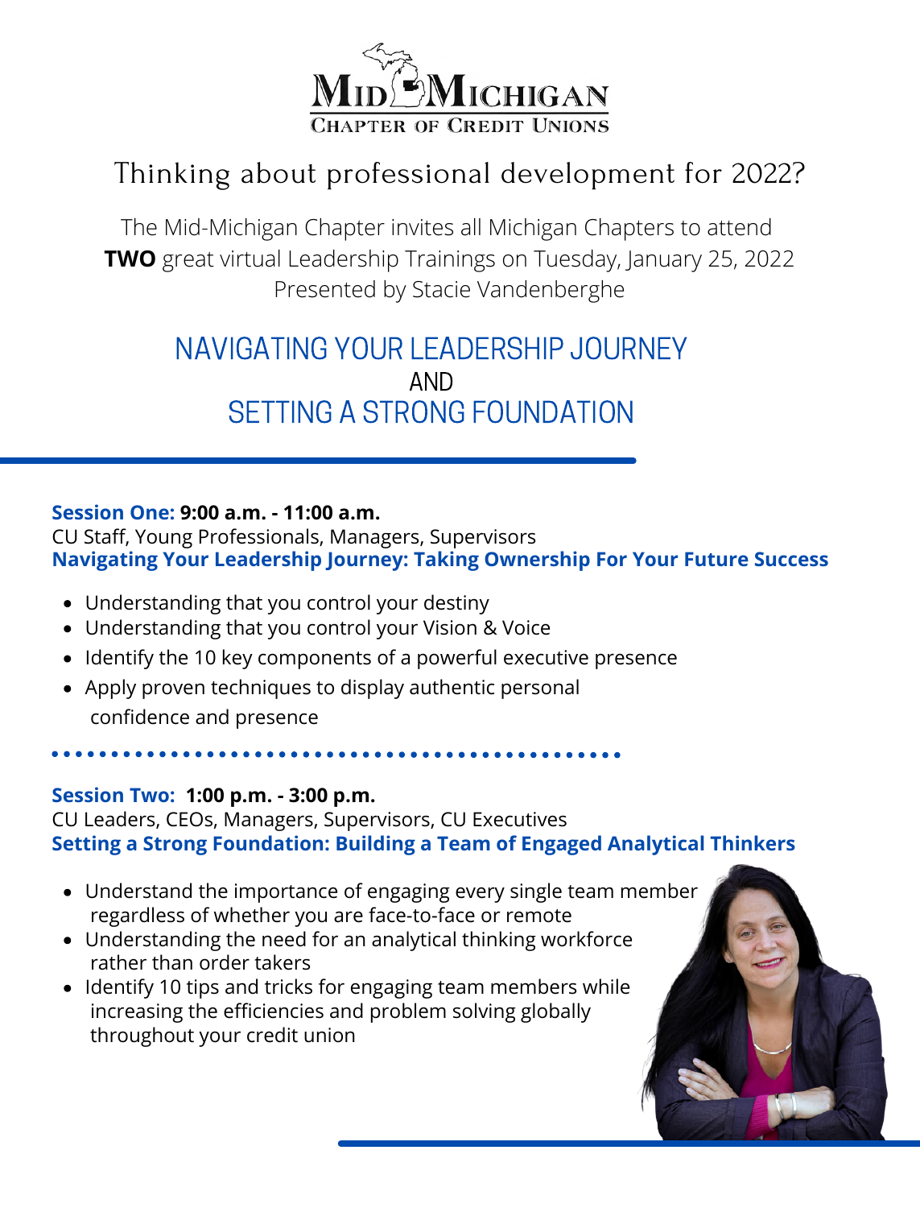# MID MICHIGAN

CHAPTER OF CREDIT UNIONS

## Thinking about professional development for 2022?

The Mid-Michigan Chapter invites all Michigan Chapters to attend **TWO** great virtual Leadership Trainings on Tuesday, January 25, 2022
Presented by Stacie Vandenberghe

## NAVIGATING YOUR LEADERSHIP JOURNEY
AND
## SETTING A STRONG FOUNDATION

**Session One: 9:00 a.m. - 11:00 a.m.**
CU Staff, Young Professionals, Managers, Supervisors
**Navigating Your Leadership Journey: Taking Ownership For Your Future Success**

- Understanding that you control your destiny
- Understanding that you control your Vision & Voice
- Identify the 10 key components of a powerful executive presence
- Apply proven techniques to display authentic personal confidence and presence

**Session Two: 1:00 p.m. - 3:00 p.m.**
CU Leaders, CEOs, Managers, Supervisors, CU Executives
**Setting a Strong Foundation: Building a Team of Engaged Analytical Thinkers**

- Understand the importance of engaging every single team member regardless of whether you are face-to-face or remote
- Understanding the need for an analytical thinking workforce rather than order takers
- Identify 10 tips and tricks for engaging team members while increasing the efficiencies and problem solving globally throughout your credit union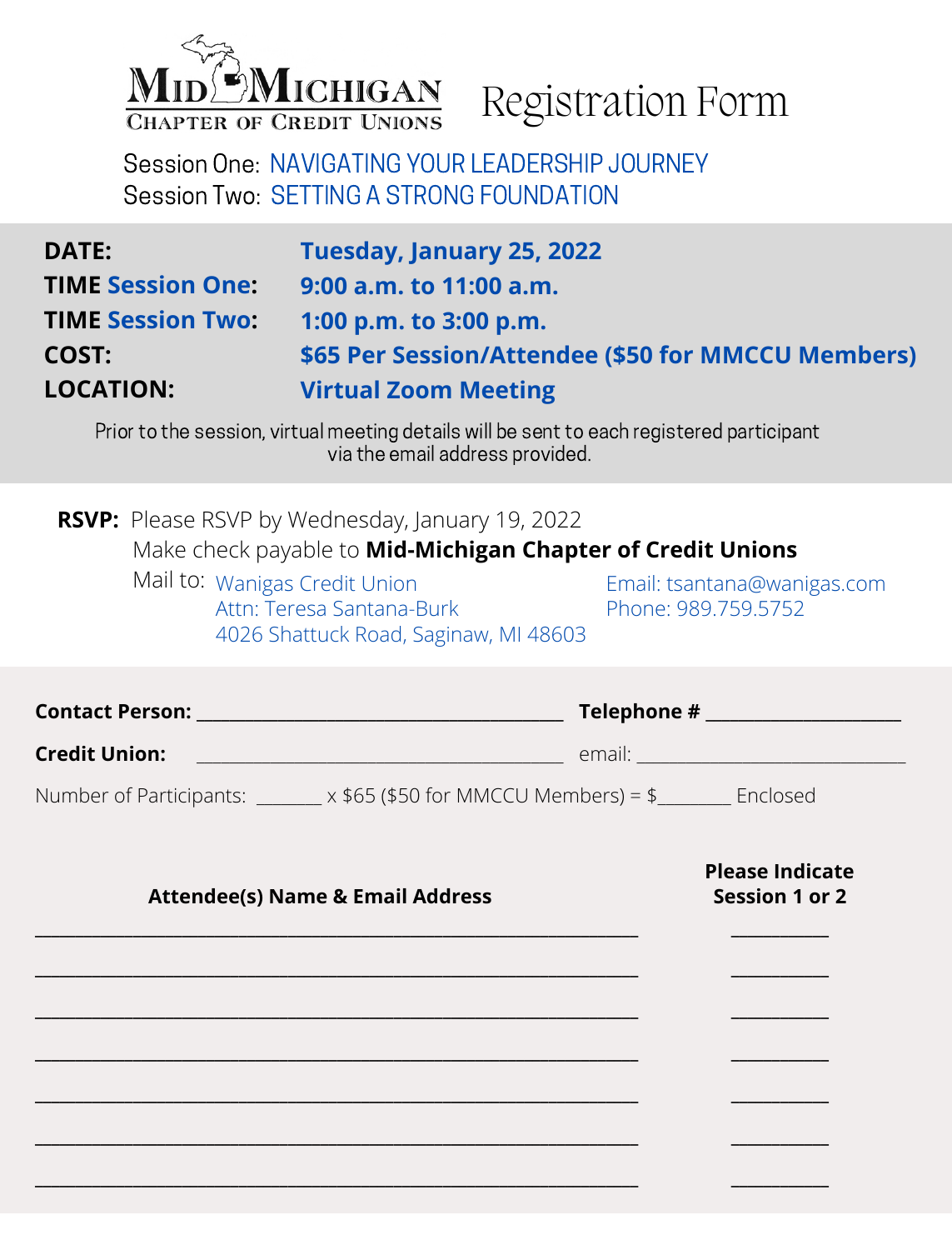# MID MICHIGAN CHAPTER OF CREDIT UNIONS

# Registration Form

Session One: NAVIGATING YOUR LEADERSHIP JOURNEY
Session Two: SETTING A STRONG FOUNDATION

| | |
|---|---|
| **DATE:** | **Tuesday, January 25, 2022** |
| **TIME Session One:** | **9:00 a.m. to 11:00 a.m.** |
| **TIME Session Two:** | **1:00 p.m. to 3:00 p.m.** |
| **COST:** | **$65 Per Session/Attendee ($50 for MMCCU Members)** |
| **LOCATION:** | **Virtual Zoom Meeting** |

Prior to the session, virtual meeting details will be sent to each registered participant via the email address provided.

**RSVP:** Please RSVP by Wednesday, January 19, 2022

Make check payable to **Mid-Michigan Chapter of Credit Unions**

Mail to: Wanigas Credit Union
Attn: Teresa Santana-Burk
4026 Shattuck Road, Saginaw, MI 48603

Email: tsantana@wanigas.com
Phone: 989.759.5752

**Contact Person:** ______________________________ **Telephone #** ____________________

**Credit Union:** ______________________________ email: ____________________

Number of Participants: _______ x $65 ($50 for MMCCU Members) = $________ Enclosed

| **Attendee(s) Name & Email Address** | **Please Indicate Session 1 or 2** |
|---|---|
| ______________________________ | __________ |
| ______________________________ | __________ |
| ______________________________ | __________ |
| ______________________________ | __________ |
| ______________________________ | __________ |
| ______________________________ | __________ |
| ______________________________ | __________ |